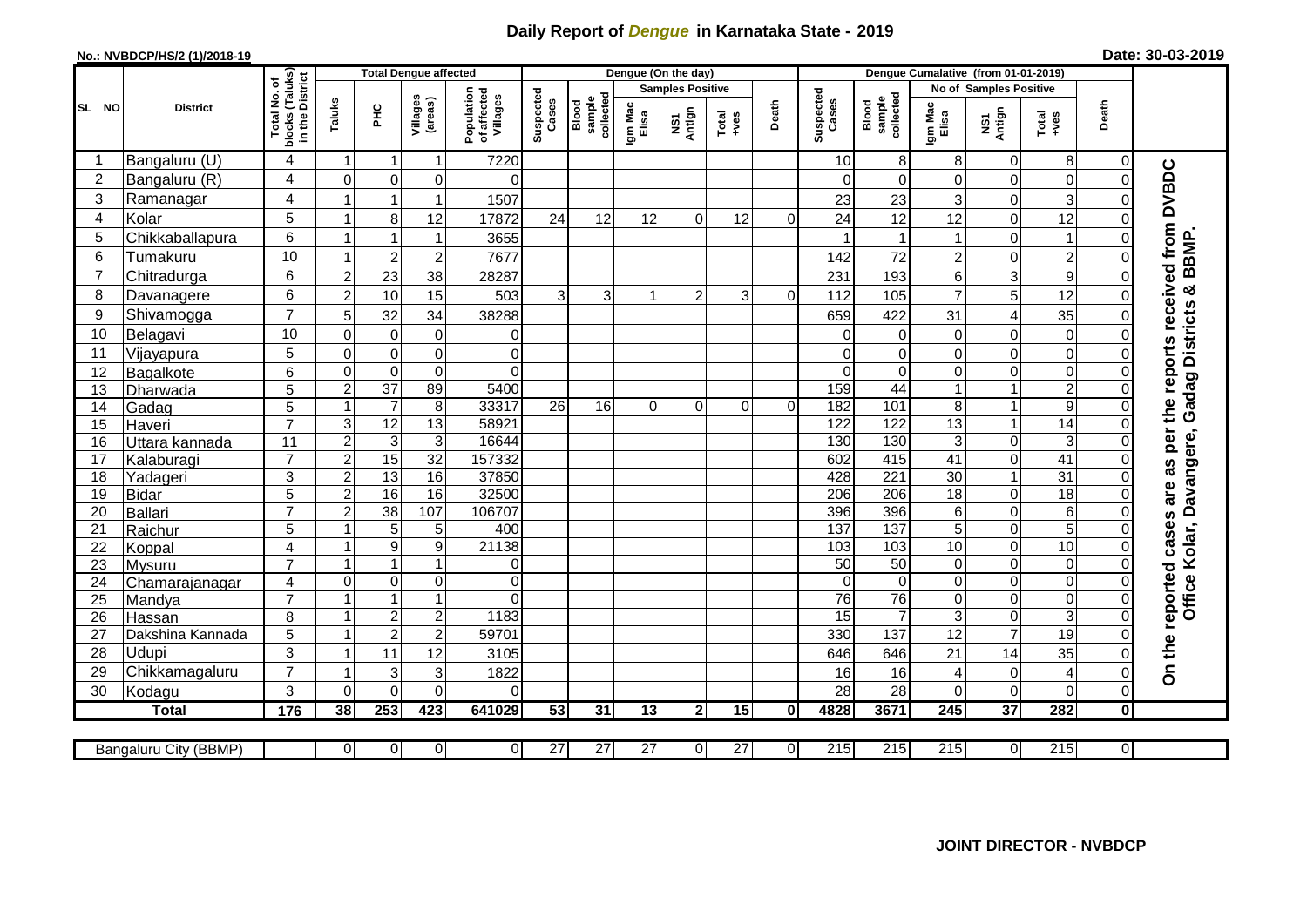# Daily Report of *Dengue* in Karnataka State - 2019

**No.: NVBDCP/HS/2 (1)/2018-19** **Date: 30-03-2019**

| SL NO | District | Total No. of blocks (Taluks) in the District | Total Dengue affected | | | | Dengue (On the day) | | | | | | Dengue Cumalative (from 01-01-2019) | | | | | | |
|---|---|---|---|---|---|---|---|---|---|---|---|---|---|---|---|---|---|---|---|
| | | | Taluks | PHC | Villages (areas) | Population of affected Villages | Suspected Cases | Blood sample collected | Samples Positive | | | Death | Suspected Cases | Blood sample collected | No of Samples Positive | | | Death | |
| | | | | | | | | | Igm Mac Elisa | NS1 Antign | Total +ves | | | | Igm Mac Elisa | NS1 Antign | Total +ves | | |
| 1 | Bangaluru (U) | 4 | 1 | 1 | 1 | 7220 | | | | | | | 10 | 8 | 8 | 0 | 8 | 0 | On the reported cases are as per the reports received from DVBDC Office Kolar, Davangere, Gadag Districts & BBMP. |
| 2 | Bangaluru (R) | 4 | 0 | 0 | 0 | 0 | | | | | | | 0 | 0 | 0 | 0 | 0 | 0 | |
| 3 | Ramanagar | 4 | 1 | 1 | 1 | 1507 | | | | | | | 23 | 23 | 3 | 0 | 3 | 0 | |
| 4 | Kolar | 5 | 1 | 8 | 12 | 17872 | 24 | 12 | 12 | 0 | 12 | 0 | 24 | 12 | 12 | 0 | 12 | 0 | |
| 5 | Chikkaballapura | 6 | 1 | 1 | 1 | 3655 | | | | | | | 1 | 1 | 1 | 0 | 1 | 0 | |
| 6 | Tumakuru | 10 | 1 | 2 | 2 | 7677 | | | | | | | 142 | 72 | 2 | 0 | 2 | 0 | |
| 7 | Chitradurga | 6 | 2 | 23 | 38 | 28287 | | | | | | | 231 | 193 | 6 | 3 | 9 | 0 | |
| 8 | Davanagere | 6 | 2 | 10 | 15 | 503 | 3 | 3 | 1 | 2 | 3 | 0 | 112 | 105 | 7 | 5 | 12 | 0 | |
| 9 | Shivamogga | 7 | 5 | 32 | 34 | 38288 | | | | | | | 659 | 422 | 31 | 4 | 35 | 0 | |
| 10 | Belagavi | 10 | 0 | 0 | 0 | 0 | | | | | | | 0 | 0 | 0 | 0 | 0 | 0 | |
| 11 | Vijayapura | 5 | 0 | 0 | 0 | 0 | | | | | | | 0 | 0 | 0 | 0 | 0 | 0 | |
| 12 | Bagalkote | 6 | 0 | 0 | 0 | 0 | | | | | | | 0 | 0 | 0 | 0 | 0 | 0 | |
| 13 | Dharwada | 5 | 2 | 37 | 89 | 5400 | | | | | | | 159 | 44 | 1 | 1 | 2 | 0 | |
| 14 | Gadag | 5 | 1 | 7 | 8 | 33317 | 26 | 16 | 0 | 0 | 0 | 0 | 182 | 101 | 8 | 1 | 9 | 0 | |
| 15 | Haveri | 7 | 3 | 12 | 13 | 58921 | | | | | | | 122 | 122 | 13 | 1 | 14 | 0 | |
| 16 | Uttara kannada | 11 | 2 | 3 | 3 | 16644 | | | | | | | 130 | 130 | 3 | 0 | 3 | 0 | |
| 17 | Kalaburagi | 7 | 2 | 15 | 32 | 157332 | | | | | | | 602 | 415 | 41 | 0 | 41 | 0 | |
| 18 | Yadageri | 3 | 2 | 13 | 16 | 37850 | | | | | | | 428 | 221 | 30 | 1 | 31 | 0 | |
| 19 | Bidar | 5 | 2 | 16 | 16 | 32500 | | | | | | | 206 | 206 | 18 | 0 | 18 | 0 | |
| 20 | Ballari | 7 | 2 | 38 | 107 | 106707 | | | | | | | 396 | 396 | 6 | 0 | 6 | 0 | |
| 21 | Raichur | 5 | 1 | 5 | 5 | 400 | | | | | | | 137 | 137 | 5 | 0 | 5 | 0 | |
| 22 | Koppal | 4 | 1 | 9 | 9 | 21138 | | | | | | | 103 | 103 | 10 | 0 | 10 | 0 | |
| 23 | Mysuru | 7 | 1 | 1 | 1 | 0 | | | | | | | 50 | 50 | 0 | 0 | 0 | 0 | |
| 24 | Chamarajanagar | 4 | 0 | 0 | 0 | 0 | | | | | | | 0 | 0 | 0 | 0 | 0 | 0 | |
| 25 | Mandya | 7 | 1 | 1 | 1 | 0 | | | | | | | 76 | 76 | 0 | 0 | 0 | 0 | |
| 26 | Hassan | 8 | 1 | 2 | 2 | 1183 | | | | | | | 15 | 7 | 3 | 0 | 3 | 0 | |
| 27 | Dakshina Kannada | 5 | 1 | 2 | 2 | 59701 | | | | | | | 330 | 137 | 12 | 7 | 19 | 0 | |
| 28 | Udupi | 3 | 1 | 11 | 12 | 3105 | | | | | | | 646 | 646 | 21 | 14 | 35 | 0 | |
| 29 | Chikkamagaluru | 7 | 1 | 3 | 3 | 1822 | | | | | | | 16 | 16 | 4 | 0 | 4 | 0 | |
| 30 | Kodagu | 3 | 0 | 0 | 0 | 0 | | | | | | | 28 | 28 | 0 | 0 | 0 | 0 | |
| | **Total** | **176** | **38** | **253** | **423** | **641029** | **53** | **31** | **13** | **2** | **15** | **0** | **4828** | **3671** | **245** | **37** | **282** | **0** | |

| Bangaluru City (BBMP) | | 0 | 0 | 0 | 0 | 27 | 27 | 27 | 0 | 27 | 0 | 215 | 215 | 215 | 0 | 215 | 0 |
|---|---|---|---|---|---|---|---|---|---|---|---|---|---|---|---|---|---|

**JOINT DIRECTOR - NVBDCP**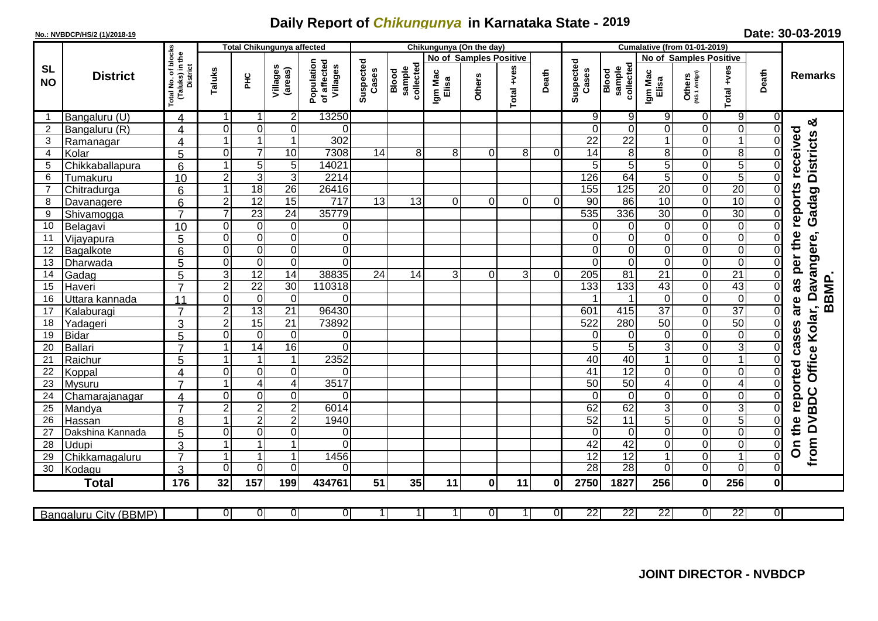# Daily Report of *Chikungunya* in Karnataka State - 2019

**No.: NVBDCP/HS/2 (1)/2018-19**

**Date: 30-03-2019**

| SL NO | District | Total No. of blocks (Taluks) in the District | Total Chikungunya affected | | | | Chikungunya (On the day) | | | | | | | Cumalative (from 01-01-2019) | | | | | | | Remarks |
|---|---|---|---|---|---|---|---|---|---|---|---|---|---|---|---|---|---|---|---|---|---|
| | | | Taluks | PHC | Villages (areas) | Population of affected Villages | Suspected Cases | Blood sample collected | No of Samples Positive | | | Death | Suspected Cases | Blood sample collected | No of Samples Positive | | | Death | |
| | | | | | | | | | Igm Mac Elisa | Others | Total +ves | | | | Igm Mac Elisa | Others (NS1 Antign) | Total +ves | | |
| 1 | Bangaluru (U) | 4 | 1 | 1 | 2 | 13250 | | | | | | | 9 | 9 | 9 | 0 | 9 | 0 | On the reported cases are as per the reports received from DVBDC Office Kolar, Davangere, Gadag Districts & BBMP. |
| 2 | Bangaluru (R) | 4 | 0 | 0 | 0 | 0 | | | | | | | 0 | 0 | 0 | 0 | 0 | 0 | |
| 3 | Ramanagar | 4 | 1 | 1 | 1 | 302 | | | | | | | 22 | 22 | 1 | 0 | 1 | 0 | |
| 4 | Kolar | 5 | 0 | 7 | 10 | 7308 | 14 | 8 | 8 | 0 | 8 | 0 | 14 | 8 | 8 | 0 | 8 | 0 | |
| 5 | Chikkaballapura | 6 | 1 | 5 | 5 | 14021 | | | | | | | 5 | 5 | 5 | 0 | 5 | 0 | |
| 6 | Tumakuru | 10 | 2 | 3 | 3 | 2214 | | | | | | | 126 | 64 | 5 | 0 | 5 | 0 | |
| 7 | Chitradurga | 6 | 1 | 18 | 26 | 26416 | | | | | | | 155 | 125 | 20 | 0 | 20 | 0 | |
| 8 | Davanagere | 6 | 2 | 12 | 15 | 717 | 13 | 13 | 0 | 0 | 0 | 0 | 90 | 86 | 10 | 0 | 10 | 0 | |
| 9 | Shivamogga | 7 | 7 | 23 | 24 | 35779 | | | | | | | 535 | 336 | 30 | 0 | 30 | 0 | |
| 10 | Belagavi | 10 | 0 | 0 | 0 | 0 | | | | | | | 0 | 0 | 0 | 0 | 0 | 0 | |
| 11 | Vijayapura | 5 | 0 | 0 | 0 | 0 | | | | | | | 0 | 0 | 0 | 0 | 0 | 0 | |
| 12 | Bagalkote | 6 | 0 | 0 | 0 | 0 | | | | | | | 0 | 0 | 0 | 0 | 0 | 0 | |
| 13 | Dharwada | 5 | 0 | 0 | 0 | 0 | | | | | | | 0 | 0 | 0 | 0 | 0 | 0 | |
| 14 | Gadag | 5 | 3 | 12 | 14 | 38835 | 24 | 14 | 3 | 0 | 3 | 0 | 205 | 81 | 21 | 0 | 21 | 0 | |
| 15 | Haveri | 7 | 2 | 22 | 30 | 110318 | | | | | | | 133 | 133 | 43 | 0 | 43 | 0 | |
| 16 | Uttara kannada | 11 | 0 | 0 | 0 | 0 | | | | | | | 1 | 1 | 0 | 0 | 0 | 0 | |
| 17 | Kalaburagi | 7 | 2 | 13 | 21 | 96430 | | | | | | | 601 | 415 | 37 | 0 | 37 | 0 | |
| 18 | Yadageri | 3 | 2 | 15 | 21 | 73892 | | | | | | | 522 | 280 | 50 | 0 | 50 | 0 | |
| 19 | Bidar | 5 | 0 | 0 | 0 | 0 | | | | | | | 0 | 0 | 0 | 0 | 0 | 0 | |
| 20 | Ballari | 7 | 1 | 14 | 16 | 0 | | | | | | | 5 | 5 | 3 | 0 | 3 | 0 | |
| 21 | Raichur | 5 | 1 | 1 | 1 | 2352 | | | | | | | 40 | 40 | 1 | 0 | 1 | 0 | |
| 22 | Koppal | 4 | 0 | 0 | 0 | 0 | | | | | | | 41 | 12 | 0 | 0 | 0 | 0 | |
| 23 | Mysuru | 7 | 1 | 4 | 4 | 3517 | | | | | | | 50 | 50 | 4 | 0 | 4 | 0 | |
| 24 | Chamarajanagar | 4 | 0 | 0 | 0 | 0 | | | | | | | 0 | 0 | 0 | 0 | 0 | 0 | |
| 25 | Mandya | 7 | 2 | 2 | 2 | 6014 | | | | | | | 62 | 62 | 3 | 0 | 3 | 0 | |
| 26 | Hassan | 8 | 1 | 2 | 2 | 1940 | | | | | | | 52 | 11 | 5 | 0 | 5 | 0 | |
| 27 | Dakshina Kannada | 5 | 0 | 0 | 0 | 0 | | | | | | | 0 | 0 | 0 | 0 | 0 | 0 | |
| 28 | Udupi | 3 | 1 | 1 | 1 | 0 | | | | | | | 42 | 42 | 0 | 0 | 0 | 0 | |
| 29 | Chikkamagaluru | 7 | 1 | 1 | 1 | 1456 | | | | | | | 12 | 12 | 1 | 0 | 1 | 0 | |
| 30 | Kodagu | 3 | 0 | 0 | 0 | 0 | | | | | | | 28 | 28 | 0 | 0 | 0 | 0 | |
| **Total** | | **176** | **32** | **157** | **199** | **434761** | **51** | **35** | **11** | **0** | **11** | **0** | **2750** | **1827** | **256** | **0** | **256** | **0** | |

| | | | | | | | | | | | | | | | | | | |
|---|---|---|---|---|---|---|---|---|---|---|---|---|---|---|---|---|---|---|
| Bangaluru City (BBMP) | | 0 | 0 | 0 | 0 | 1 | 1 | 1 | 0 | 1 | 0 | 22 | 22 | 22 | 0 | 22 | 0 | |

**JOINT DIRECTOR - NVBDCP**